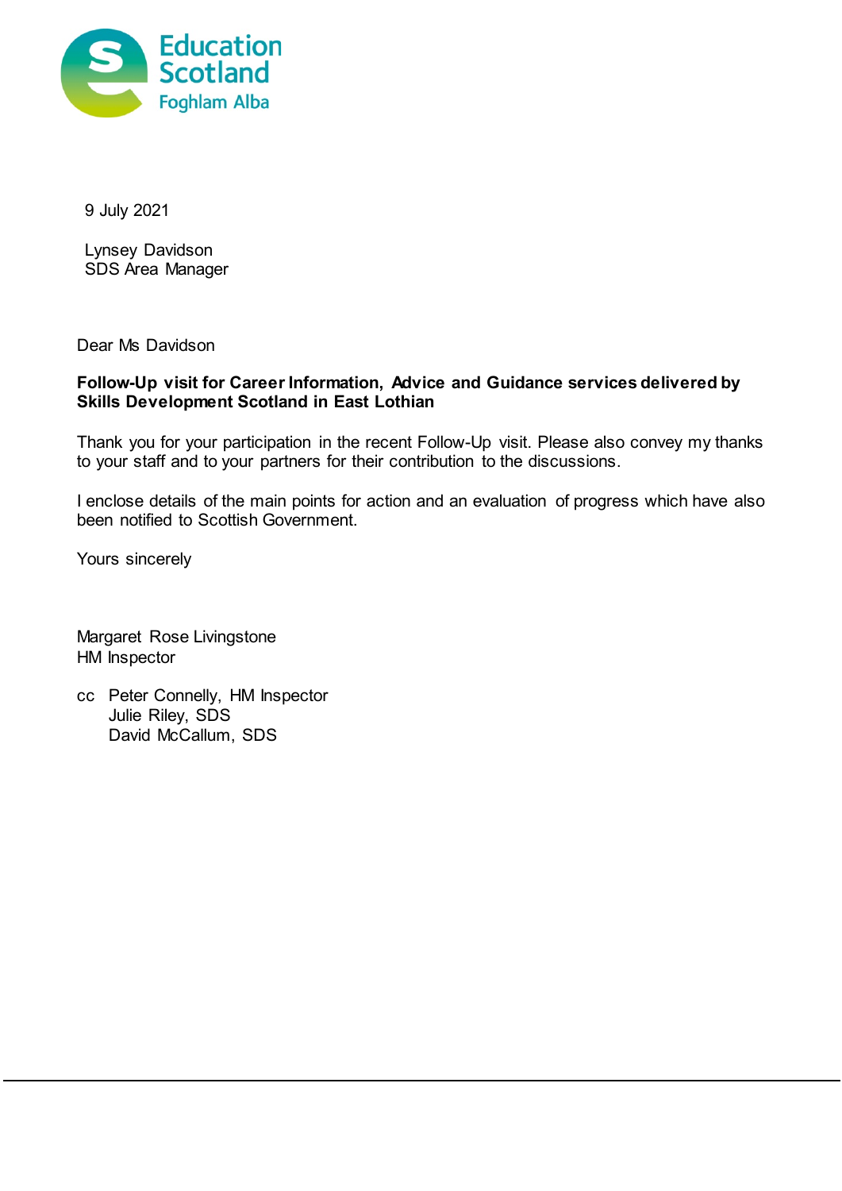Education Scotland
Foghlam Alba

9 July 2021

Lynsey Davidson
SDS Area Manager

Dear Ms Davidson

**Follow-Up visit for Career Information, Advice and Guidance services delivered by Skills Development Scotland in East Lothian**

Thank you for your participation in the recent Follow-Up visit. Please also convey my thanks to your staff and to your partners for their contribution to the discussions.

I enclose details of the main points for action and an evaluation of progress which have also been notified to Scottish Government.

Yours sincerely

Margaret Rose Livingstone
HM Inspector

cc Peter Connelly, HM Inspector
Julie Riley, SDS
David McCallum, SDS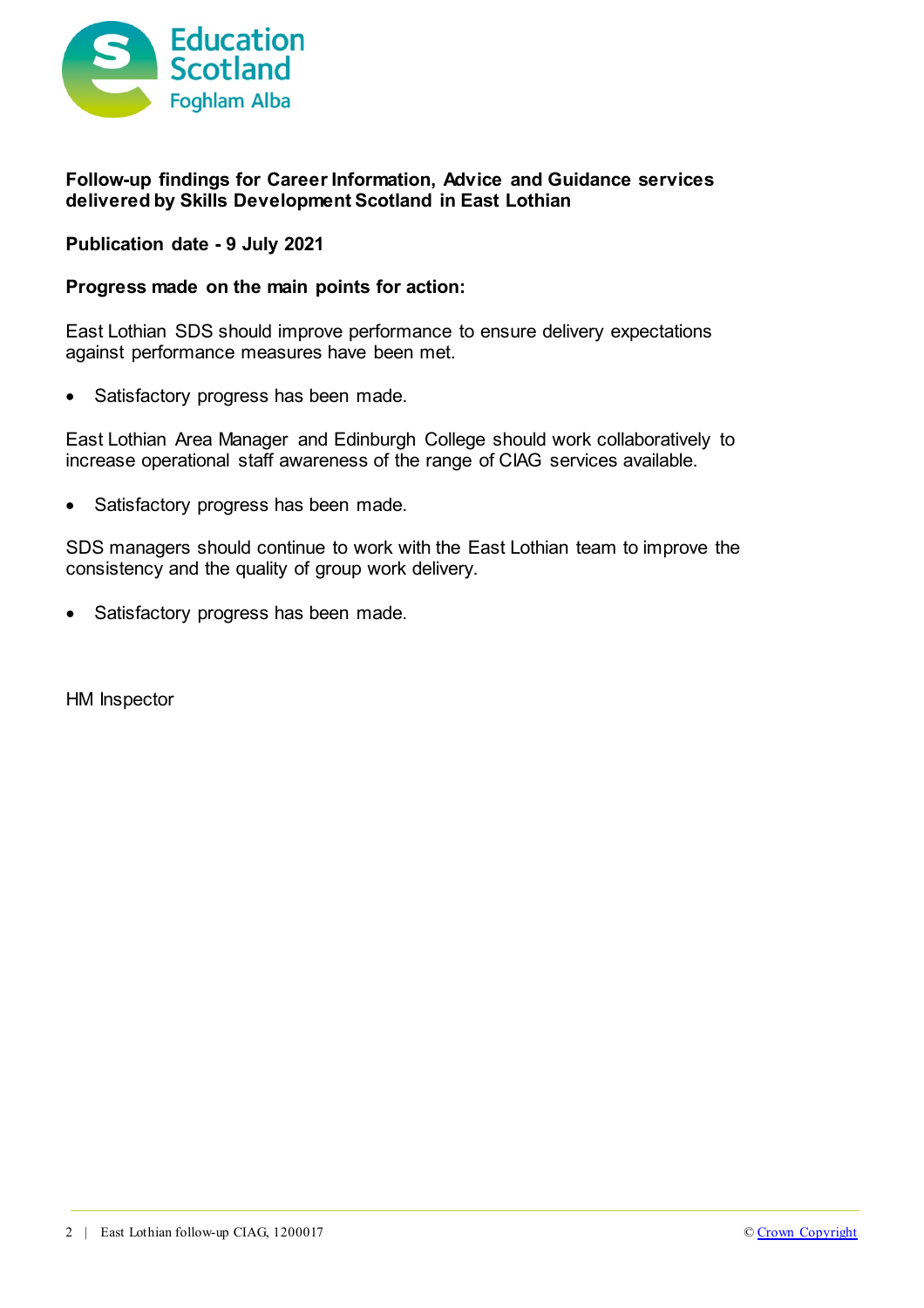**Follow-up findings for Career Information, Advice and Guidance services delivered by Skills Development Scotland in East Lothian**

**Publication date - 9 July 2021**

**Progress made on the main points for action:**

East Lothian SDS should improve performance to ensure delivery expectations against performance measures have been met.

- Satisfactory progress has been made.

East Lothian Area Manager and Edinburgh College should work collaboratively to increase operational staff awareness of the range of CIAG services available.

- Satisfactory progress has been made.

SDS managers should continue to work with the East Lothian team to improve the consistency and the quality of group work delivery.

- Satisfactory progress has been made.

HM Inspector